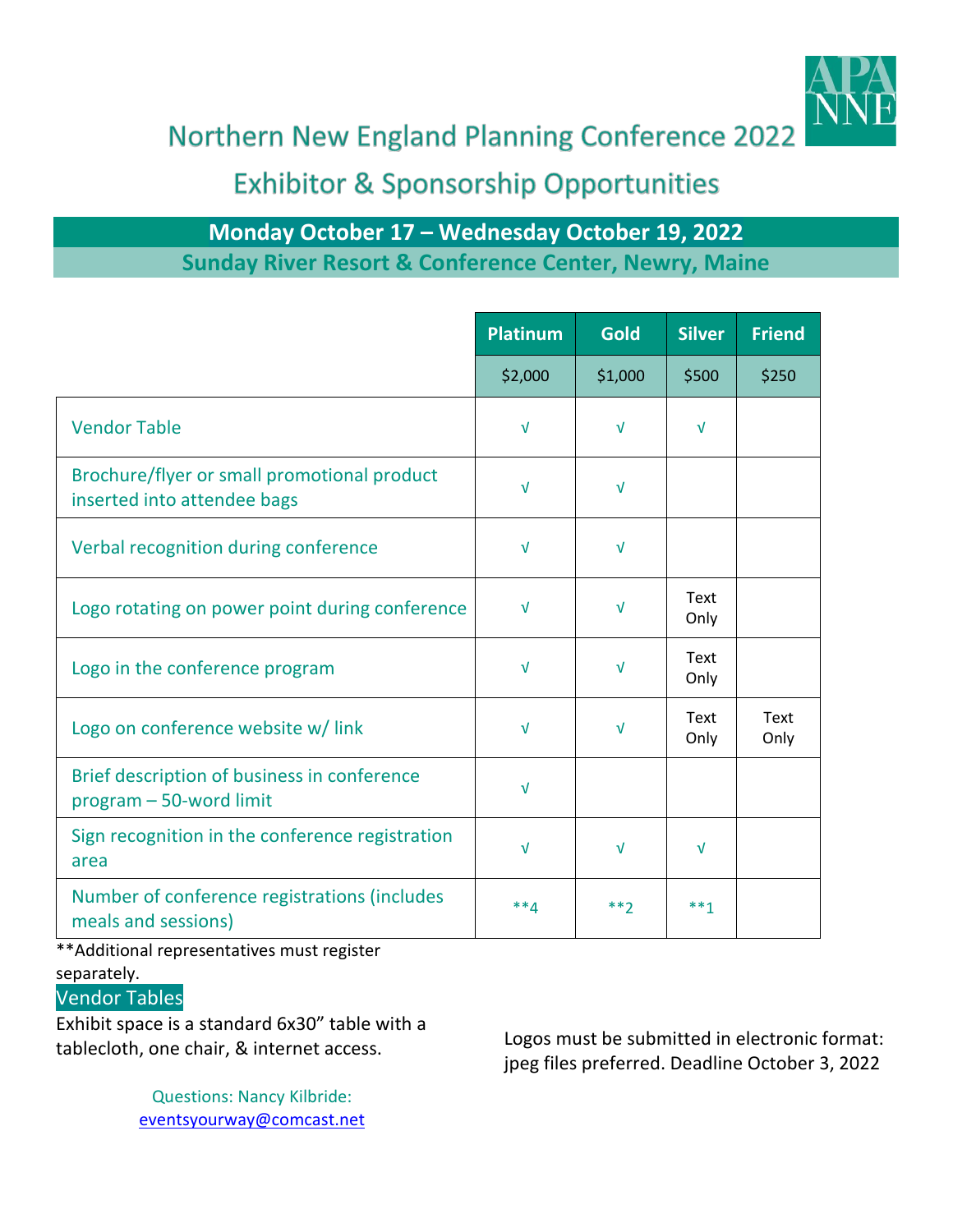# Northern New England Planning Conference 2022

## Exhibitor & Sponsorship Opportunities

**Monday October 17 – Wednesday October 19, 2022**

**Sunday River Resort & Conference Center, Newry, Maine**

| | Platinum | Gold | Silver | Friend |
|---|---|---|---|---|
| | $2,000 | $1,000 | $500 | $250 |
| Vendor Table | √ | √ | √ | |
| Brochure/flyer or small promotional product inserted into attendee bags | √ | √ | | |
| Verbal recognition during conference | √ | √ | | |
| Logo rotating on power point during conference | √ | √ | Text Only | |
| Logo in the conference program | √ | √ | Text Only | |
| Logo on conference website w/ link | √ | √ | Text Only | Text Only |
| Brief description of business in conference program – 50-word limit | √ | | | |
| Sign recognition in the conference registration area | √ | √ | √ | |
| Number of conference registrations (includes meals and sessions) | **4 | **2 | **1 | |

**Additional representatives must register separately.

### Vendor Tables

Exhibit space is a standard 6x30" table with a tablecloth, one chair, & internet access.

Logos must be submitted in electronic format: jpeg files preferred. Deadline October 3, 2022

Questions: Nancy Kilbride: eventsyourway@comcast.net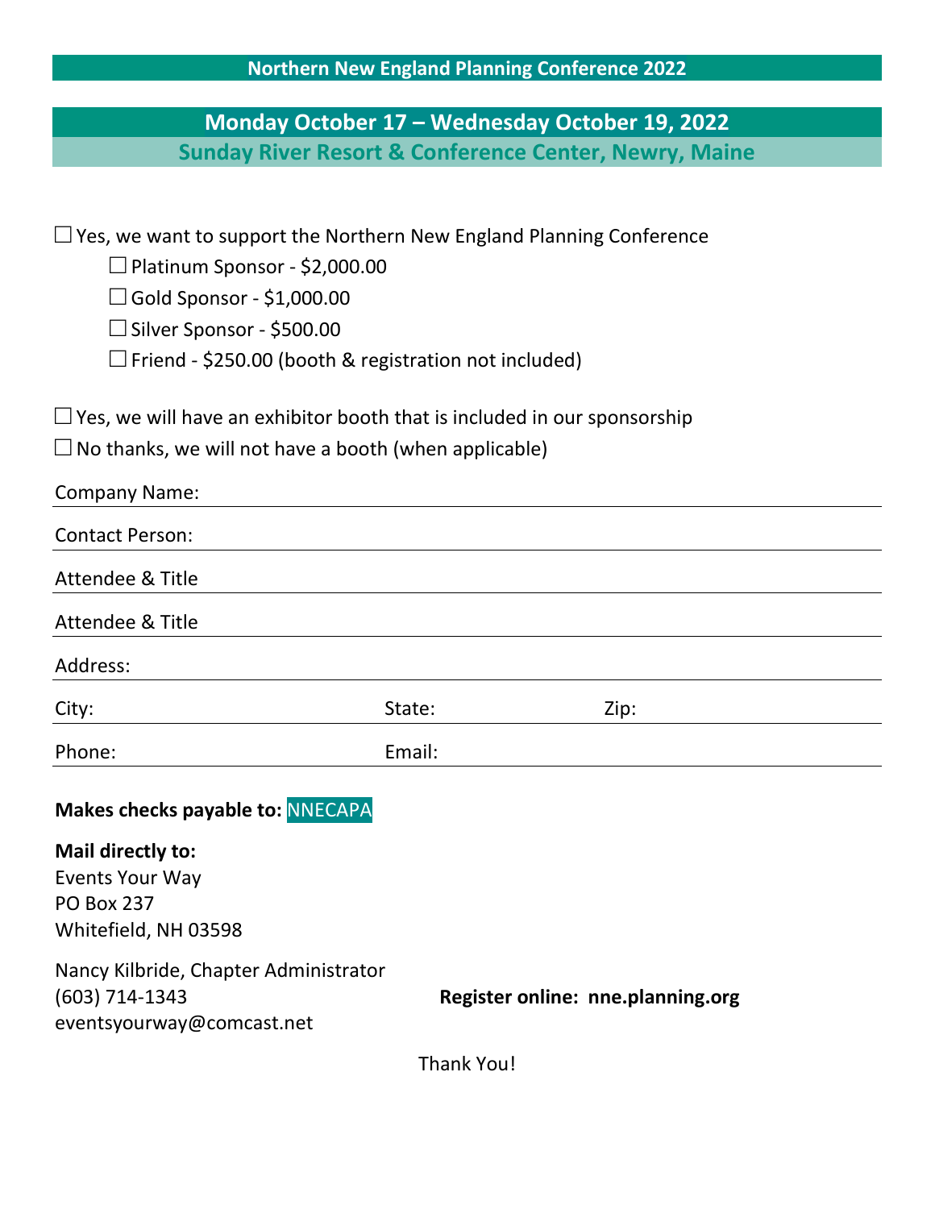## Northern New England Planning Conference 2022

## Monday October 17 – Wednesday October 19, 2022

### Sunday River Resort & Conference Center, Newry, Maine

☐ Yes, we want to support the Northern New England Planning Conference

- ☐ Platinum Sponsor - $2,000.00
- ☐ Gold Sponsor - $1,000.00
- ☐ Silver Sponsor - $500.00
- ☐ Friend - $250.00 (booth & registration not included)

☐ Yes, we will have an exhibitor booth that is included in our sponsorship

☐ No thanks, we will not have a booth (when applicable)

Company Name: ______________________________

Contact Person: ______________________________

Attendee & Title ______________________________

Attendee & Title ______________________________

Address: ______________________________

City: ______________ State: ______________ Zip: ______________

Phone: ______________ Email: ______________

**Makes checks payable to:** NNECAPA

**Mail directly to:**
Events Your Way
PO Box 237
Whitefield, NH 03598

Nancy Kilbride, Chapter Administrator
(603) 714-1343
eventsyourway@comcast.net

**Register online: nne.planning.org**

Thank You!